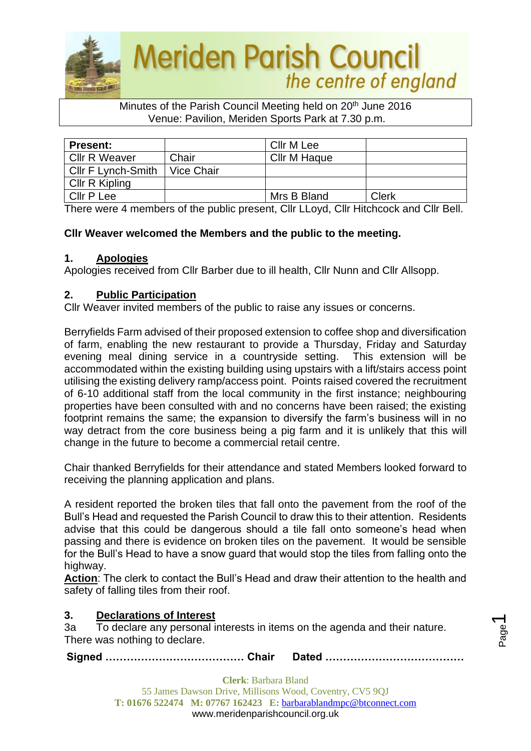# Meriden Parish Council

*the centre of england*

Minutes of the Parish Council Meeting held on 20th June 2016
Venue: Pavilion, Meriden Sports Park at 7.30 p.m.

| Present: | | Cllr M Lee | |
|---|---|---|---|
| Cllr R Weaver | Chair | Cllr M Haque | |
| Cllr F Lynch-Smith | Vice Chair | | |
| Cllr R Kipling | | | |
| Cllr P Lee | | Mrs B Bland | Clerk |

There were 4 members of the public present, Cllr LLoyd, Cllr Hitchcock and Cllr Bell.

**Cllr Weaver welcomed the Members and the public to the meeting.**

## 1. Apologies

Apologies received from Cllr Barber due to ill health, Cllr Nunn and Cllr Allsopp.

## 2. Public Participation

Cllr Weaver invited members of the public to raise any issues or concerns.

Berryfields Farm advised of their proposed extension to coffee shop and diversification of farm, enabling the new restaurant to provide a Thursday, Friday and Saturday evening meal dining service in a countryside setting. This extension will be accommodated within the existing building using upstairs with a lift/stairs access point utilising the existing delivery ramp/access point. Points raised covered the recruitment of 6-10 additional staff from the local community in the first instance; neighbouring properties have been consulted with and no concerns have been raised; the existing footprint remains the same; the expansion to diversify the farm's business will in no way detract from the core business being a pig farm and it is unlikely that this will change in the future to become a commercial retail centre.

Chair thanked Berryfields for their attendance and stated Members looked forward to receiving the planning application and plans.

A resident reported the broken tiles that fall onto the pavement from the roof of the Bull's Head and requested the Parish Council to draw this to their attention. Residents advise that this could be dangerous should a tile fall onto someone's head when passing and there is evidence on broken tiles on the pavement. It would be sensible for the Bull's Head to have a snow guard that would stop the tiles from falling onto the highway.

**Action**: The clerk to contact the Bull's Head and draw their attention to the health and safety of falling tiles from their roof.

## 3. Declarations of Interest

3a To declare any personal interests in items on the agenda and their nature.
There was nothing to declare.

**Signed ………………………………… Chair Dated …………………………………**

**Clerk**: Barbara Bland
55 James Dawson Drive, Millisons Wood, Coventry, CV5 9QJ
**T: 01676 522474 M: 07767 162423 E:** barbarablandmpc@btconnect.com
www.meridenparishcouncil.org.uk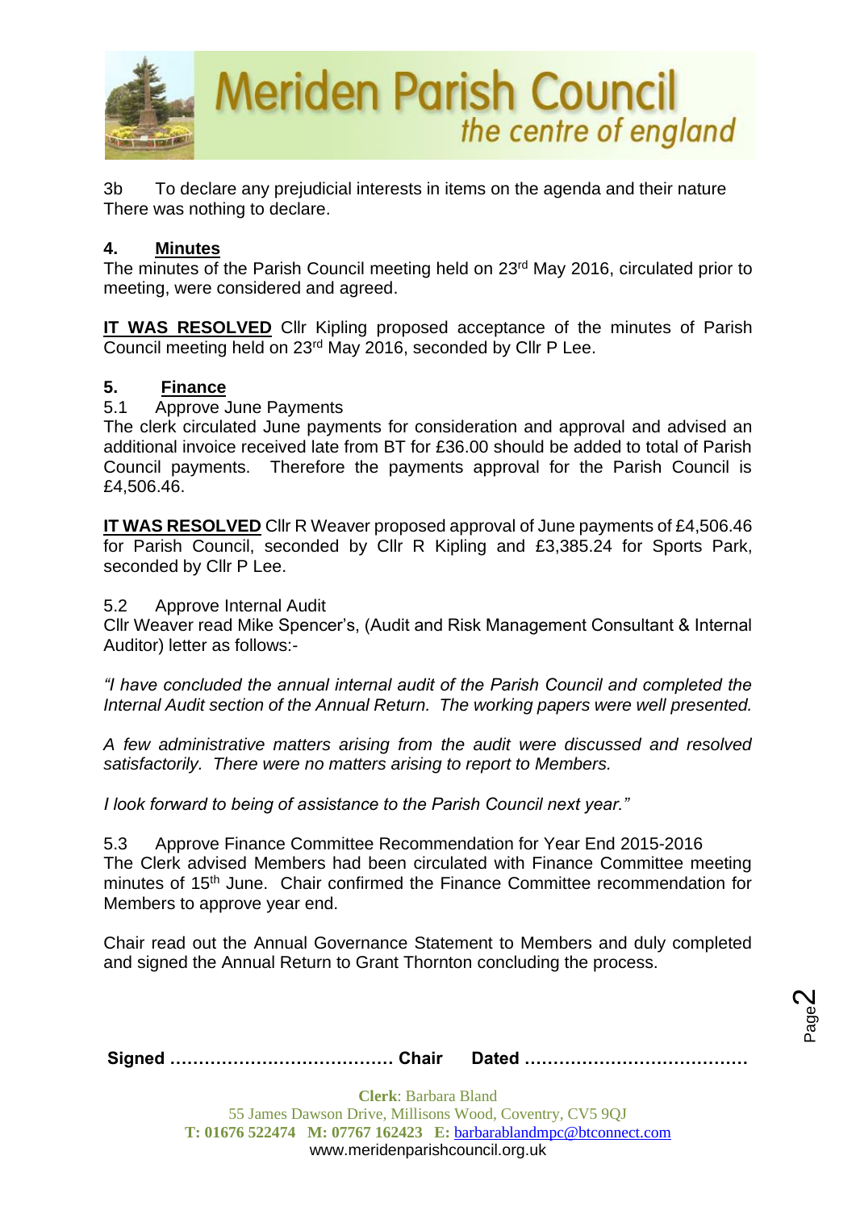3b To declare any prejudicial interests in items on the agenda and their nature
There was nothing to declare.

## 4. Minutes

The minutes of the Parish Council meeting held on 23rd May 2016, circulated prior to meeting, were considered and agreed.

**IT WAS RESOLVED** Cllr Kipling proposed acceptance of the minutes of Parish Council meeting held on 23rd May 2016, seconded by Cllr P Lee.

## 5. Finance

5.1 Approve June Payments

The clerk circulated June payments for consideration and approval and advised an additional invoice received late from BT for £36.00 should be added to total of Parish Council payments. Therefore the payments approval for the Parish Council is £4,506.46.

**IT WAS RESOLVED** Cllr R Weaver proposed approval of June payments of £4,506.46 for Parish Council, seconded by Cllr R Kipling and £3,385.24 for Sports Park, seconded by Cllr P Lee.

5.2 Approve Internal Audit

Cllr Weaver read Mike Spencer's, (Audit and Risk Management Consultant & Internal Auditor) letter as follows:-

*"I have concluded the annual internal audit of the Parish Council and completed the Internal Audit section of the Annual Return. The working papers were well presented.*

*A few administrative matters arising from the audit were discussed and resolved satisfactorily. There were no matters arising to report to Members.*

*I look forward to being of assistance to the Parish Council next year."*

5.3 Approve Finance Committee Recommendation for Year End 2015-2016

The Clerk advised Members had been circulated with Finance Committee meeting minutes of 15th June. Chair confirmed the Finance Committee recommendation for Members to approve year end.

Chair read out the Annual Governance Statement to Members and duly completed and signed the Annual Return to Grant Thornton concluding the process.

**Signed ………………………………… Chair Dated …………………………………**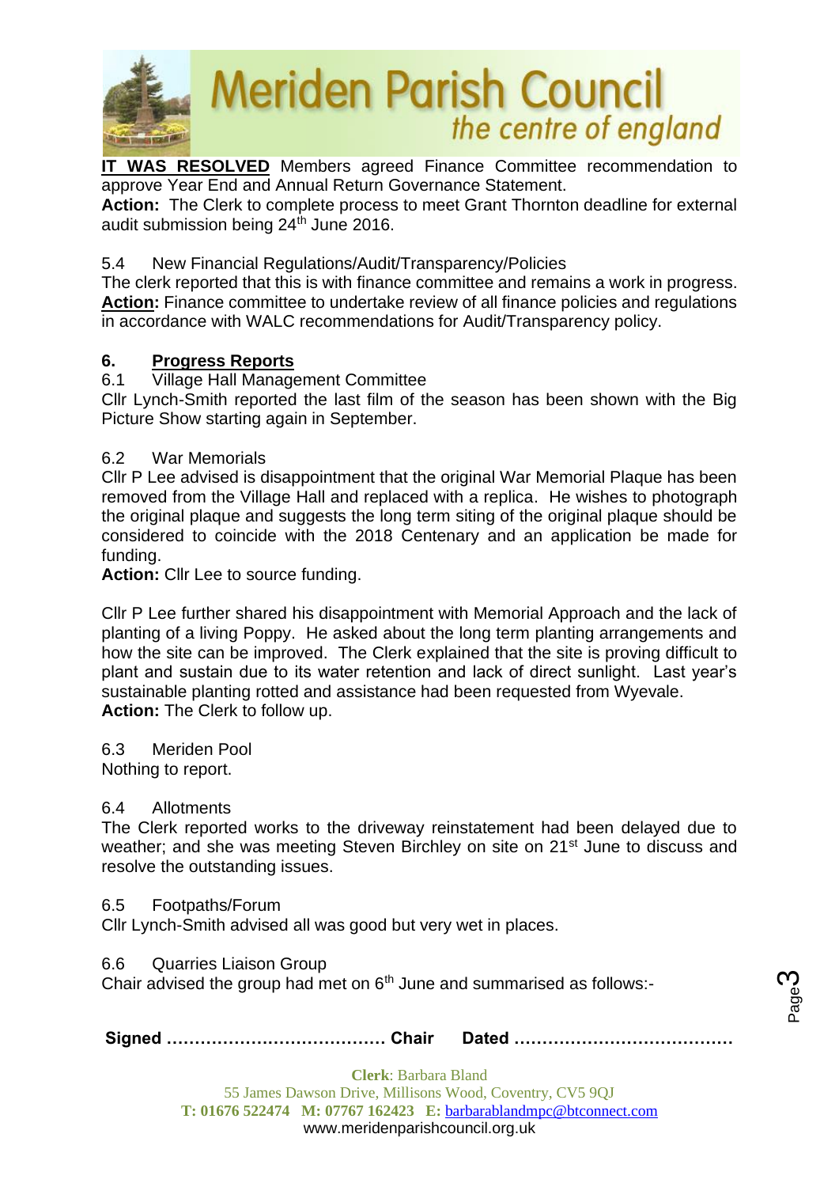**IT WAS RESOLVED** Members agreed Finance Committee recommendation to approve Year End and Annual Return Governance Statement.
**Action:** The Clerk to complete process to meet Grant Thornton deadline for external audit submission being 24th June 2016.

5.4 New Financial Regulations/Audit/Transparency/Policies
The clerk reported that this is with finance committee and remains a work in progress.
**Action:** Finance committee to undertake review of all finance policies and regulations in accordance with WALC recommendations for Audit/Transparency policy.

## 6. Progress Reports

6.1 Village Hall Management Committee
Cllr Lynch-Smith reported the last film of the season has been shown with the Big Picture Show starting again in September.

6.2 War Memorials
Cllr P Lee advised is disappointment that the original War Memorial Plaque has been removed from the Village Hall and replaced with a replica. He wishes to photograph the original plaque and suggests the long term siting of the original plaque should be considered to coincide with the 2018 Centenary and an application be made for funding.
**Action:** Cllr Lee to source funding.

Cllr P Lee further shared his disappointment with Memorial Approach and the lack of planting of a living Poppy. He asked about the long term planting arrangements and how the site can be improved. The Clerk explained that the site is proving difficult to plant and sustain due to its water retention and lack of direct sunlight. Last year's sustainable planting rotted and assistance had been requested from Wyevale.
**Action:** The Clerk to follow up.

6.3 Meriden Pool
Nothing to report.

6.4 Allotments
The Clerk reported works to the driveway reinstatement had been delayed due to weather; and she was meeting Steven Birchley on site on 21st June to discuss and resolve the outstanding issues.

6.5 Footpaths/Forum
Cllr Lynch-Smith advised all was good but very wet in places.

6.6 Quarries Liaison Group
Chair advised the group had met on 6th June and summarised as follows:-

**Signed ………………………………… Chair Dated …………………………………**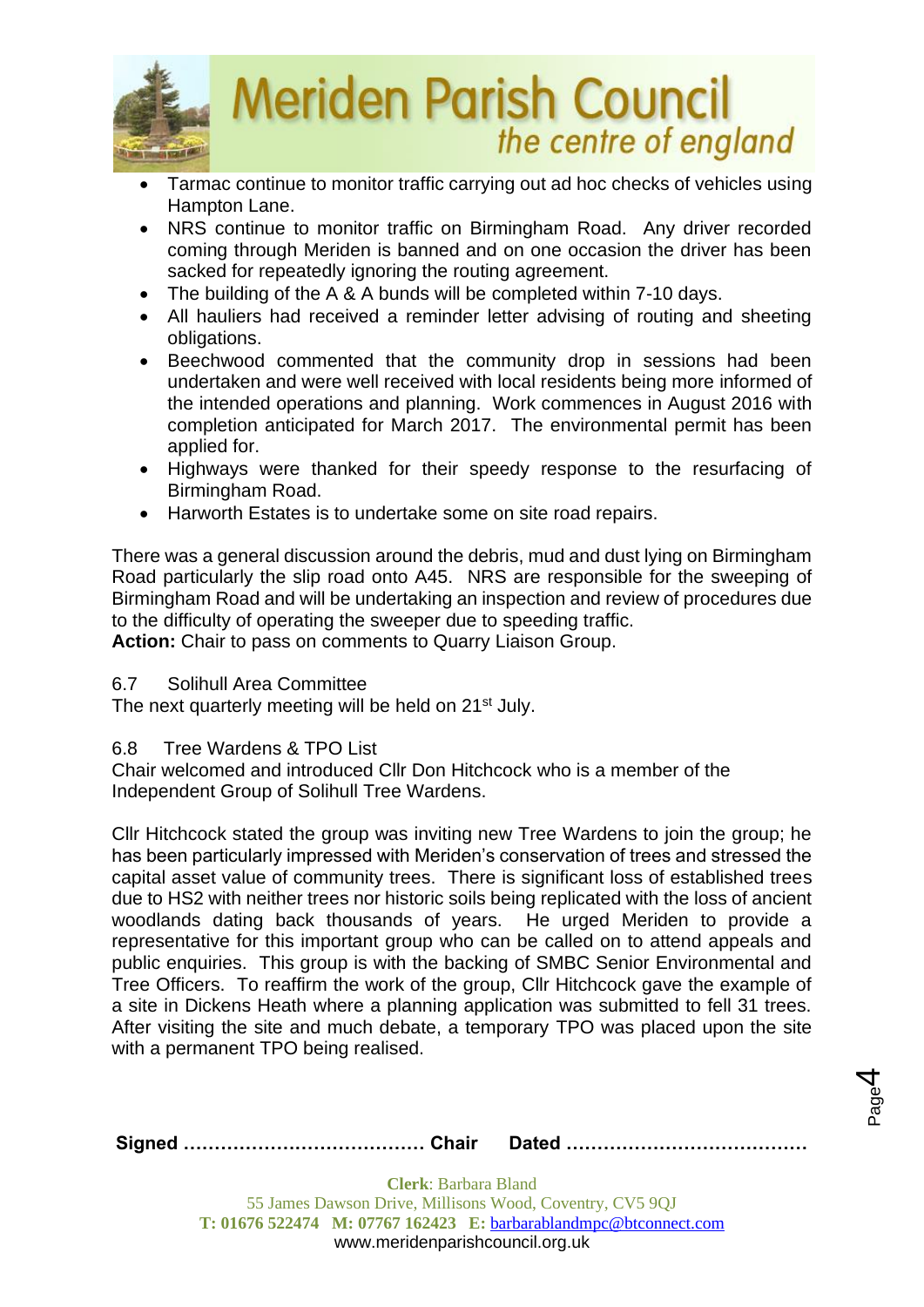- Tarmac continue to monitor traffic carrying out ad hoc checks of vehicles using Hampton Lane.
- NRS continue to monitor traffic on Birmingham Road. Any driver recorded coming through Meriden is banned and on one occasion the driver has been sacked for repeatedly ignoring the routing agreement.
- The building of the A & A bunds will be completed within 7-10 days.
- All hauliers had received a reminder letter advising of routing and sheeting obligations.
- Beechwood commented that the community drop in sessions had been undertaken and were well received with local residents being more informed of the intended operations and planning. Work commences in August 2016 with completion anticipated for March 2017. The environmental permit has been applied for.
- Highways were thanked for their speedy response to the resurfacing of Birmingham Road.
- Harworth Estates is to undertake some on site road repairs.

There was a general discussion around the debris, mud and dust lying on Birmingham Road particularly the slip road onto A45. NRS are responsible for the sweeping of Birmingham Road and will be undertaking an inspection and review of procedures due to the difficulty of operating the sweeper due to speeding traffic.
**Action:** Chair to pass on comments to Quarry Liaison Group.

6.7 Solihull Area Committee
The next quarterly meeting will be held on 21st July.

6.8 Tree Wardens & TPO List
Chair welcomed and introduced Cllr Don Hitchcock who is a member of the Independent Group of Solihull Tree Wardens.

Cllr Hitchcock stated the group was inviting new Tree Wardens to join the group; he has been particularly impressed with Meriden's conservation of trees and stressed the capital asset value of community trees. There is significant loss of established trees due to HS2 with neither trees nor historic soils being replicated with the loss of ancient woodlands dating back thousands of years. He urged Meriden to provide a representative for this important group who can be called on to attend appeals and public enquiries. This group is with the backing of SMBC Senior Environmental and Tree Officers. To reaffirm the work of the group, Cllr Hitchcock gave the example of a site in Dickens Heath where a planning application was submitted to fell 31 trees. After visiting the site and much debate, a temporary TPO was placed upon the site with a permanent TPO being realised.

**Signed ………………………………… Chair Dated …………………………………**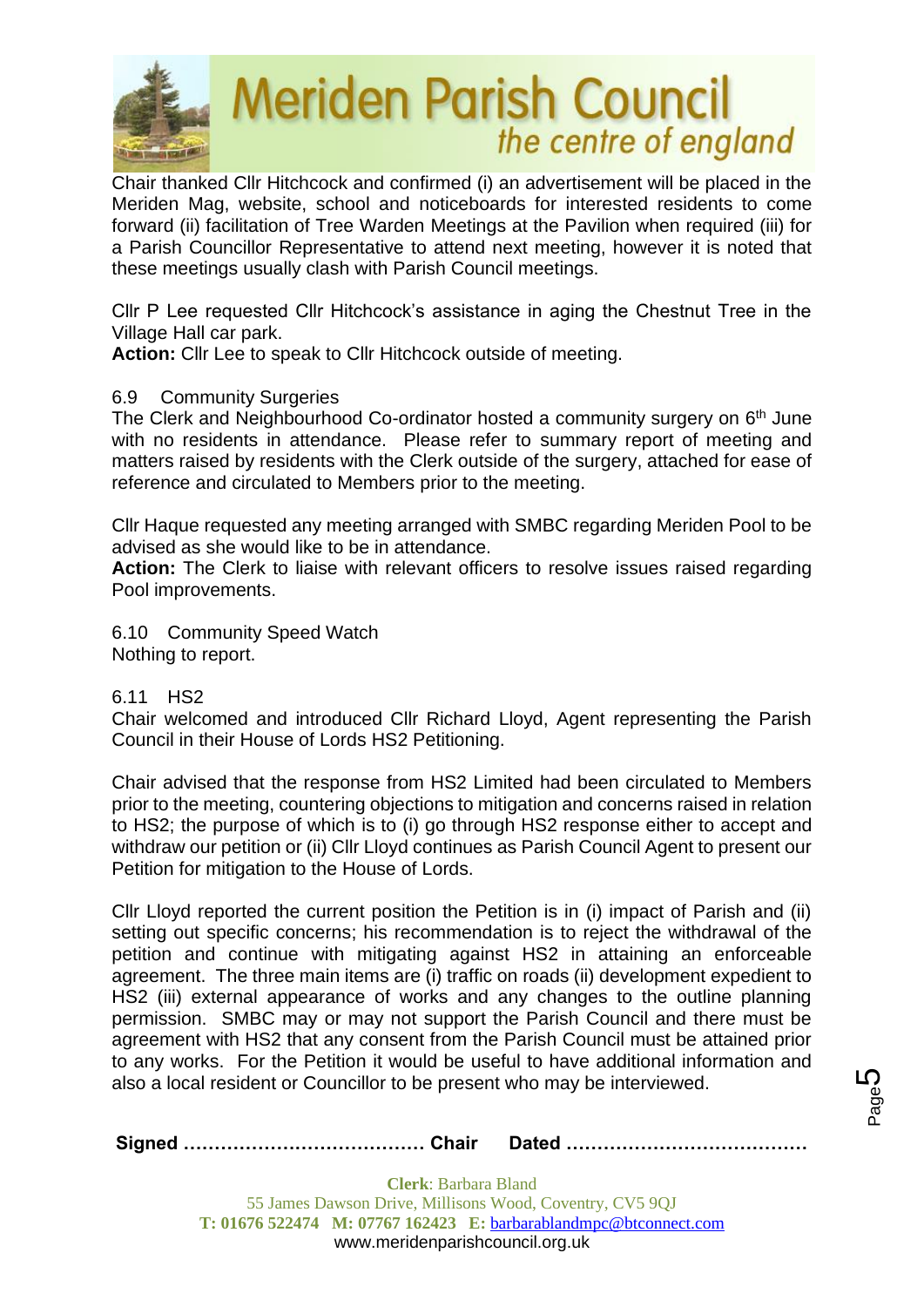Chair thanked Cllr Hitchcock and confirmed (i) an advertisement will be placed in the Meriden Mag, website, school and noticeboards for interested residents to come forward (ii) facilitation of Tree Warden Meetings at the Pavilion when required (iii) for a Parish Councillor Representative to attend next meeting, however it is noted that these meetings usually clash with Parish Council meetings.

Cllr P Lee requested Cllr Hitchcock's assistance in aging the Chestnut Tree in the Village Hall car park.

**Action:** Cllr Lee to speak to Cllr Hitchcock outside of meeting.

6.9 Community Surgeries

The Clerk and Neighbourhood Co-ordinator hosted a community surgery on 6th June with no residents in attendance. Please refer to summary report of meeting and matters raised by residents with the Clerk outside of the surgery, attached for ease of reference and circulated to Members prior to the meeting.

Cllr Haque requested any meeting arranged with SMBC regarding Meriden Pool to be advised as she would like to be in attendance.

**Action:** The Clerk to liaise with relevant officers to resolve issues raised regarding Pool improvements.

6.10 Community Speed Watch

Nothing to report.

6.11 HS2

Chair welcomed and introduced Cllr Richard Lloyd, Agent representing the Parish Council in their House of Lords HS2 Petitioning.

Chair advised that the response from HS2 Limited had been circulated to Members prior to the meeting, countering objections to mitigation and concerns raised in relation to HS2; the purpose of which is to (i) go through HS2 response either to accept and withdraw our petition or (ii) Cllr Lloyd continues as Parish Council Agent to present our Petition for mitigation to the House of Lords.

Cllr Lloyd reported the current position the Petition is in (i) impact of Parish and (ii) setting out specific concerns; his recommendation is to reject the withdrawal of the petition and continue with mitigating against HS2 in attaining an enforceable agreement. The three main items are (i) traffic on roads (ii) development expedient to HS2 (iii) external appearance of works and any changes to the outline planning permission. SMBC may or may not support the Parish Council and there must be agreement with HS2 that any consent from the Parish Council must be attained prior to any works. For the Petition it would be useful to have additional information and also a local resident or Councillor to be present who may be interviewed.

**Signed ………………………………… Chair Dated …………………………………**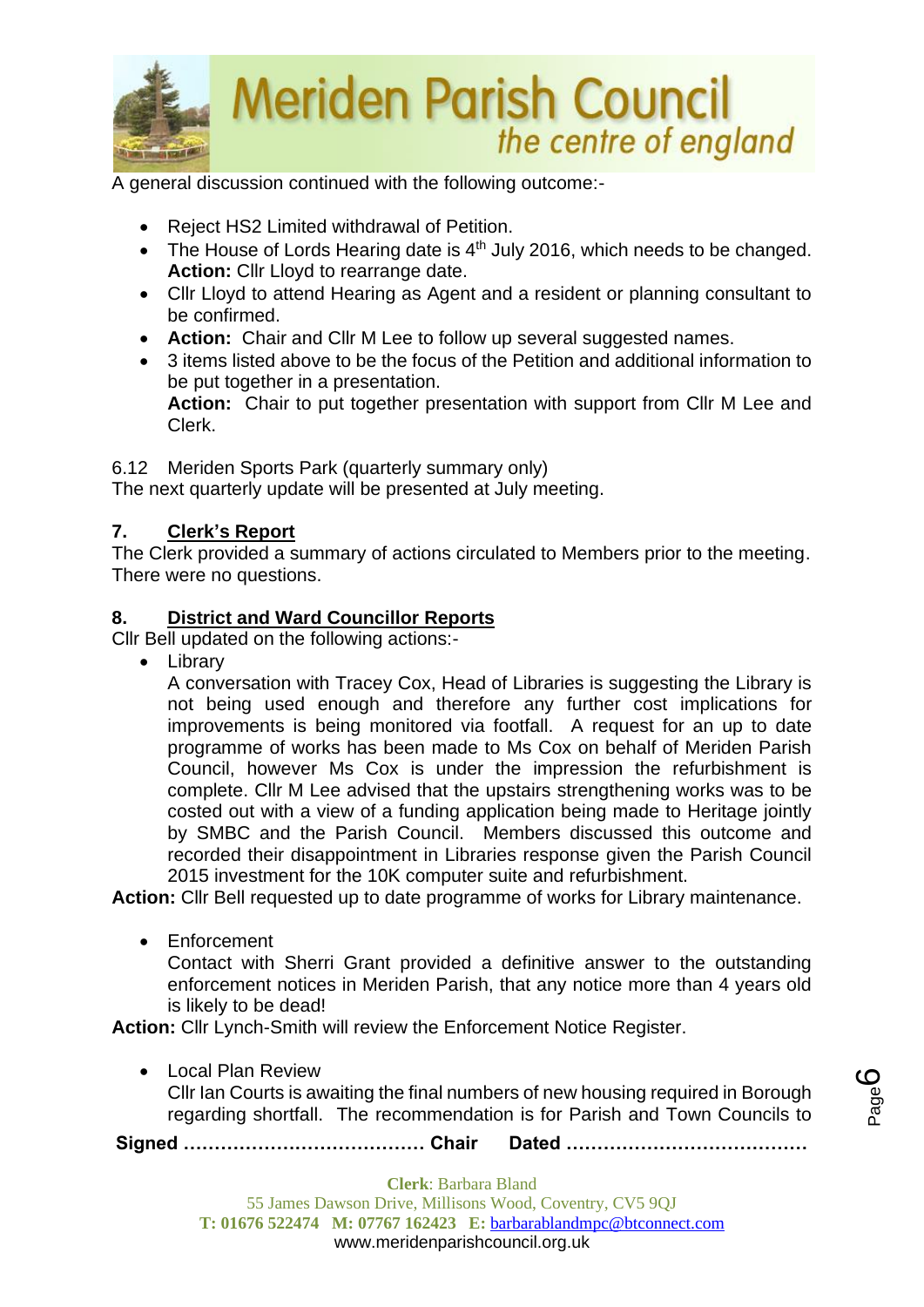A general discussion continued with the following outcome:-

- Reject HS2 Limited withdrawal of Petition.
- The House of Lords Hearing date is 4th July 2016, which needs to be changed. **Action:** Cllr Lloyd to rearrange date.
- Cllr Lloyd to attend Hearing as Agent and a resident or planning consultant to be confirmed.
- **Action:** Chair and Cllr M Lee to follow up several suggested names.
- 3 items listed above to be the focus of the Petition and additional information to be put together in a presentation.
  **Action:** Chair to put together presentation with support from Cllr M Lee and Clerk.

6.12 Meriden Sports Park (quarterly summary only)
The next quarterly update will be presented at July meeting.

## 7. Clerk's Report

The Clerk provided a summary of actions circulated to Members prior to the meeting. There were no questions.

## 8. District and Ward Councillor Reports

Cllr Bell updated on the following actions:-

- Library
  A conversation with Tracey Cox, Head of Libraries is suggesting the Library is not being used enough and therefore any further cost implications for improvements is being monitored via footfall. A request for an up to date programme of works has been made to Ms Cox on behalf of Meriden Parish Council, however Ms Cox is under the impression the refurbishment is complete. Cllr M Lee advised that the upstairs strengthening works was to be costed out with a view of a funding application being made to Heritage jointly by SMBC and the Parish Council. Members discussed this outcome and recorded their disappointment in Libraries response given the Parish Council 2015 investment for the 10K computer suite and refurbishment.

**Action:** Cllr Bell requested up to date programme of works for Library maintenance.

- Enforcement
  Contact with Sherri Grant provided a definitive answer to the outstanding enforcement notices in Meriden Parish, that any notice more than 4 years old is likely to be dead!

**Action:** Cllr Lynch-Smith will review the Enforcement Notice Register.

- Local Plan Review
  Cllr Ian Courts is awaiting the final numbers of new housing required in Borough regarding shortfall. The recommendation is for Parish and Town Councils to

**Signed ………………………………… Chair Dated …………………………………**

**Clerk**: Barbara Bland
55 James Dawson Drive, Millisons Wood, Coventry, CV5 9QJ
**T:** 01676 522474 **M:** 07767 162423 **E:** barbarablandmpc@btconnect.com
www.meridenparishcouncil.org.uk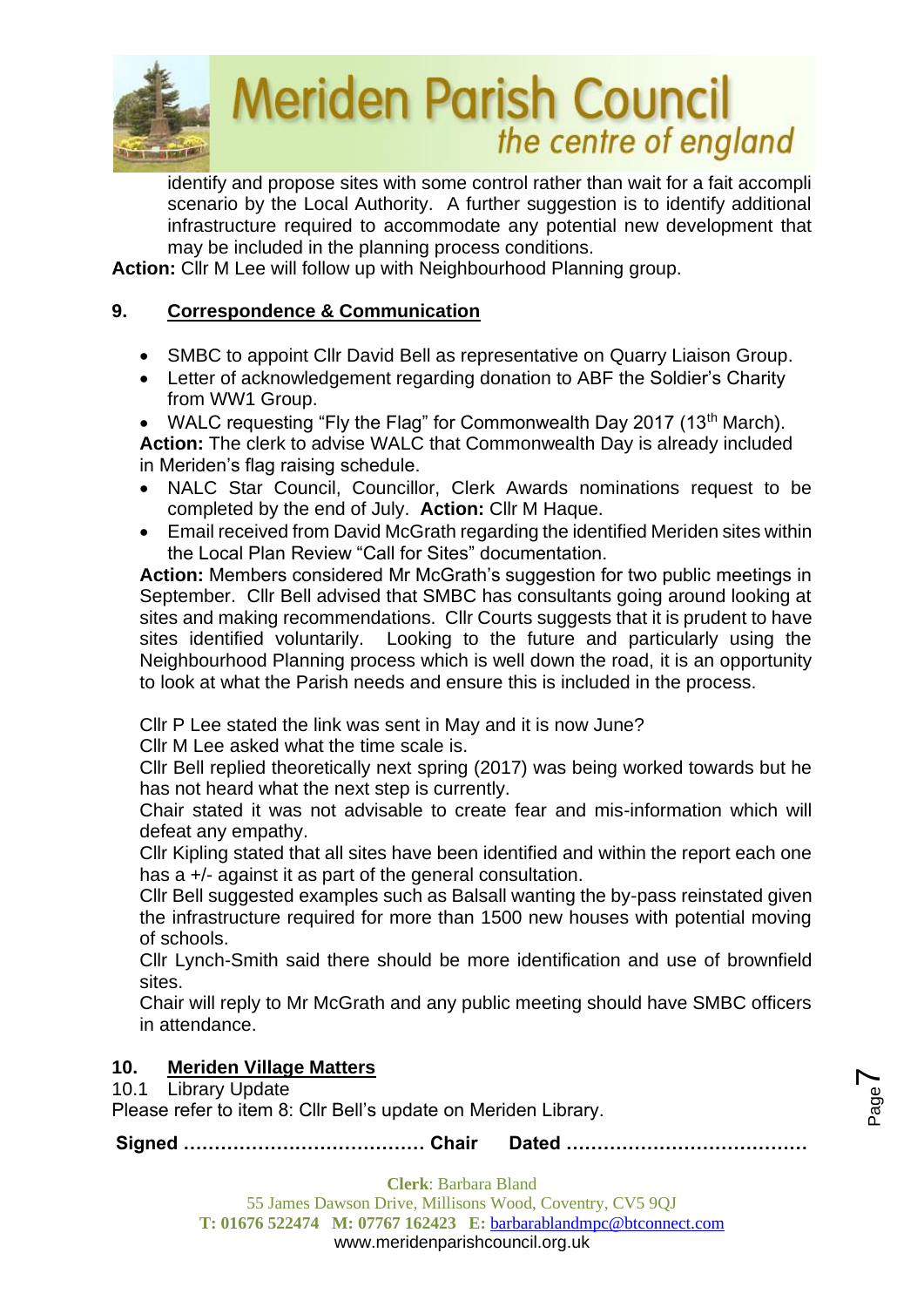identify and propose sites with some control rather than wait for a fait accompli scenario by the Local Authority. A further suggestion is to identify additional infrastructure required to accommodate any potential new development that may be included in the planning process conditions.

**Action:** Cllr M Lee will follow up with Neighbourhood Planning group.

## 9. Correspondence & Communication

- SMBC to appoint Cllr David Bell as representative on Quarry Liaison Group.
- Letter of acknowledgement regarding donation to ABF the Soldier's Charity from WW1 Group.
- WALC requesting "Fly the Flag" for Commonwealth Day 2017 (13th March).

**Action:** The clerk to advise WALC that Commonwealth Day is already included in Meriden's flag raising schedule.

- NALC Star Council, Councillor, Clerk Awards nominations request to be completed by the end of July. **Action:** Cllr M Haque.
- Email received from David McGrath regarding the identified Meriden sites within the Local Plan Review "Call for Sites" documentation.

**Action:** Members considered Mr McGrath's suggestion for two public meetings in September. Cllr Bell advised that SMBC has consultants going around looking at sites and making recommendations. Cllr Courts suggests that it is prudent to have sites identified voluntarily. Looking to the future and particularly using the Neighbourhood Planning process which is well down the road, it is an opportunity to look at what the Parish needs and ensure this is included in the process.

Cllr P Lee stated the link was sent in May and it is now June?
Cllr M Lee asked what the time scale is.
Cllr Bell replied theoretically next spring (2017) was being worked towards but he has not heard what the next step is currently.
Chair stated it was not advisable to create fear and mis-information which will defeat any empathy.
Cllr Kipling stated that all sites have been identified and within the report each one has a +/- against it as part of the general consultation.
Cllr Bell suggested examples such as Balsall wanting the by-pass reinstated given the infrastructure required for more than 1500 new houses with potential moving of schools.
Cllr Lynch-Smith said there should be more identification and use of brownfield sites.
Chair will reply to Mr McGrath and any public meeting should have SMBC officers in attendance.

## 10. Meriden Village Matters

10.1 Library Update
Please refer to item 8: Cllr Bell's update on Meriden Library.

**Signed ………………………………… Chair Dated …………………………………**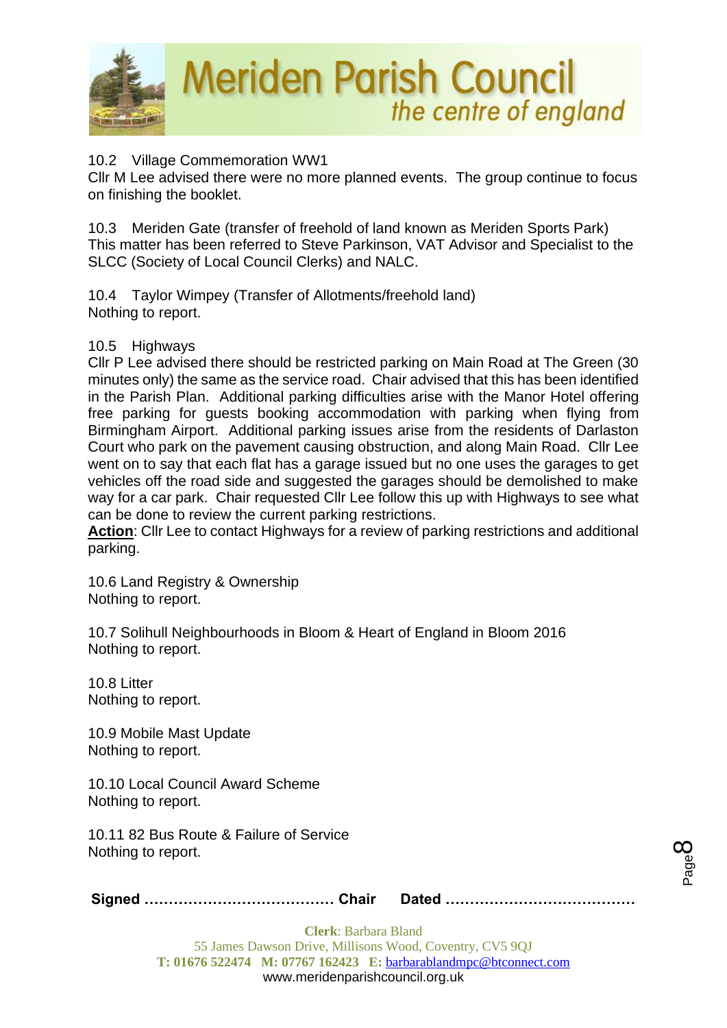10.2 Village Commemoration WW1
Cllr M Lee advised there were no more planned events. The group continue to focus on finishing the booklet.

10.3 Meriden Gate (transfer of freehold of land known as Meriden Sports Park)
This matter has been referred to Steve Parkinson, VAT Advisor and Specialist to the SLCC (Society of Local Council Clerks) and NALC.

10.4 Taylor Wimpey (Transfer of Allotments/freehold land)
Nothing to report.

10.5 Highways
Cllr P Lee advised there should be restricted parking on Main Road at The Green (30 minutes only) the same as the service road. Chair advised that this has been identified in the Parish Plan. Additional parking difficulties arise with the Manor Hotel offering free parking for guests booking accommodation with parking when flying from Birmingham Airport. Additional parking issues arise from the residents of Darlaston Court who park on the pavement causing obstruction, and along Main Road. Cllr Lee went on to say that each flat has a garage issued but no one uses the garages to get vehicles off the road side and suggested the garages should be demolished to make way for a car park. Chair requested Cllr Lee follow this up with Highways to see what can be done to review the current parking restrictions.
**Action**: Cllr Lee to contact Highways for a review of parking restrictions and additional parking.

10.6 Land Registry & Ownership
Nothing to report.

10.7 Solihull Neighbourhoods in Bloom & Heart of England in Bloom 2016
Nothing to report.

10.8 Litter
Nothing to report.

10.9 Mobile Mast Update
Nothing to report.

10.10 Local Council Award Scheme
Nothing to report.

10.11 82 Bus Route & Failure of Service
Nothing to report.

**Signed ………………………………… Chair Dated …………………………………**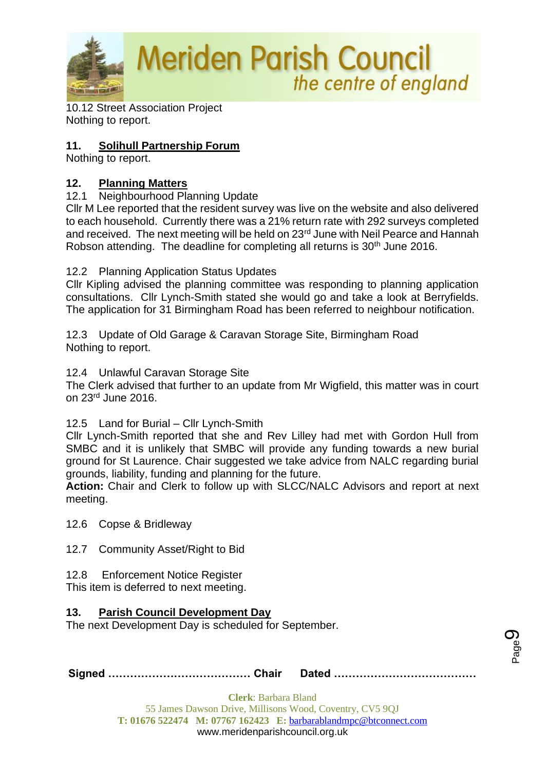10.12 Street Association Project
Nothing to report.

## 11. Solihull Partnership Forum

Nothing to report.

## 12. Planning Matters

12.1 Neighbourhood Planning Update

Cllr M Lee reported that the resident survey was live on the website and also delivered to each household. Currently there was a 21% return rate with 292 surveys completed and received. The next meeting will be held on 23rd June with Neil Pearce and Hannah Robson attending. The deadline for completing all returns is 30th June 2016.

12.2 Planning Application Status Updates

Cllr Kipling advised the planning committee was responding to planning application consultations. Cllr Lynch-Smith stated she would go and take a look at Berryfields. The application for 31 Birmingham Road has been referred to neighbour notification.

12.3 Update of Old Garage & Caravan Storage Site, Birmingham Road
Nothing to report.

12.4 Unlawful Caravan Storage Site

The Clerk advised that further to an update from Mr Wigfield, this matter was in court on 23rd June 2016.

12.5 Land for Burial – Cllr Lynch-Smith

Cllr Lynch-Smith reported that she and Rev Lilley had met with Gordon Hull from SMBC and it is unlikely that SMBC will provide any funding towards a new burial ground for St Laurence. Chair suggested we take advice from NALC regarding burial grounds, liability, funding and planning for the future.

**Action:** Chair and Clerk to follow up with SLCC/NALC Advisors and report at next meeting.

12.6 Copse & Bridleway

12.7 Community Asset/Right to Bid

12.8 Enforcement Notice Register
This item is deferred to next meeting.

## 13. Parish Council Development Day

The next Development Day is scheduled for September.

**Signed ………………………………… Chair Dated …………………………………**

**Clerk**: Barbara Bland
55 James Dawson Drive, Millisons Wood, Coventry, CV5 9QJ
**T: 01676 522474 M: 07767 162423 E:** barbarablandmpc@btconnect.com
www.meridenparishcouncil.org.uk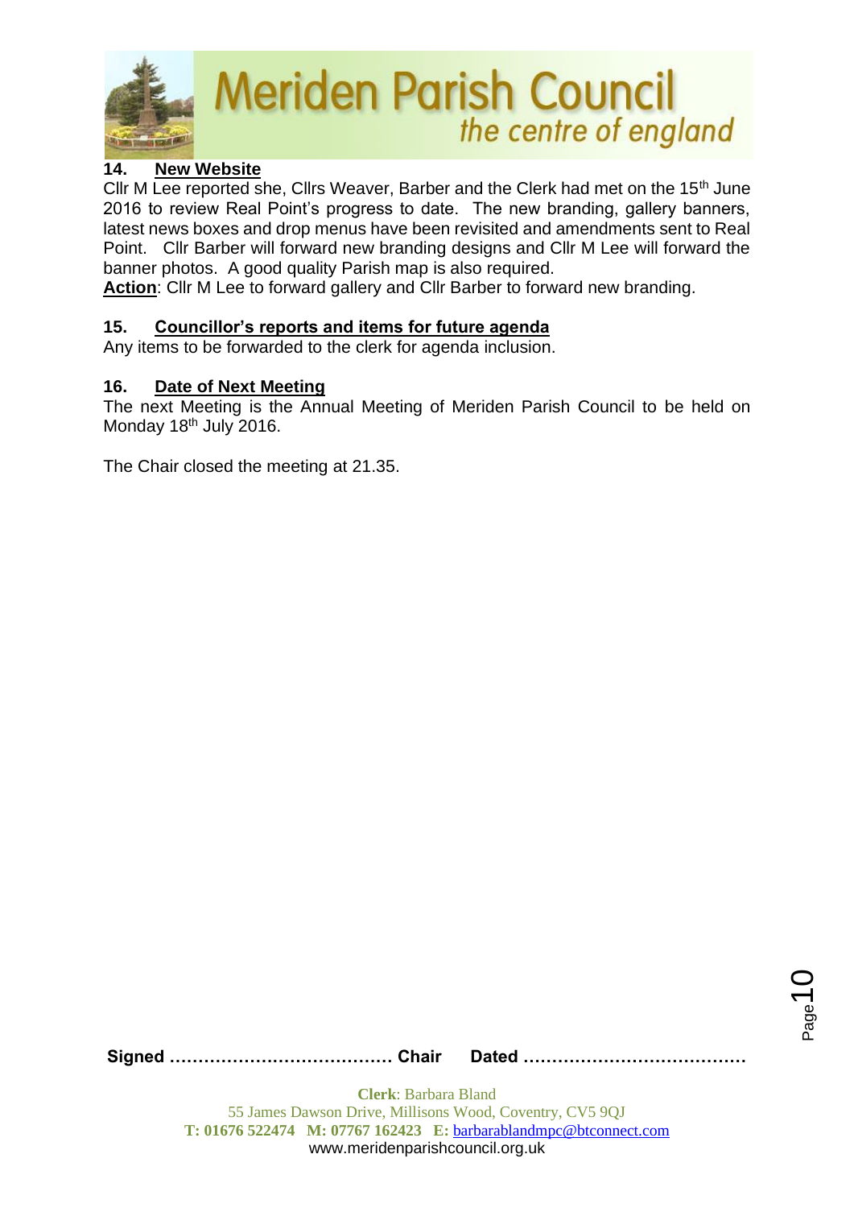### 14. New Website

Cllr M Lee reported she, Cllrs Weaver, Barber and the Clerk had met on the 15th June 2016 to review Real Point's progress to date. The new branding, gallery banners, latest news boxes and drop menus have been revisited and amendments sent to Real Point. Cllr Barber will forward new branding designs and Cllr M Lee will forward the banner photos. A good quality Parish map is also required.

**Action**: Cllr M Lee to forward gallery and Cllr Barber to forward new branding.

### 15. Councillor's reports and items for future agenda

Any items to be forwarded to the clerk for agenda inclusion.

### 16. Date of Next Meeting

The next Meeting is the Annual Meeting of Meriden Parish Council to be held on Monday 18th July 2016.

The Chair closed the meeting at 21.35.

**Signed ………………………………… Chair     Dated …………………………………**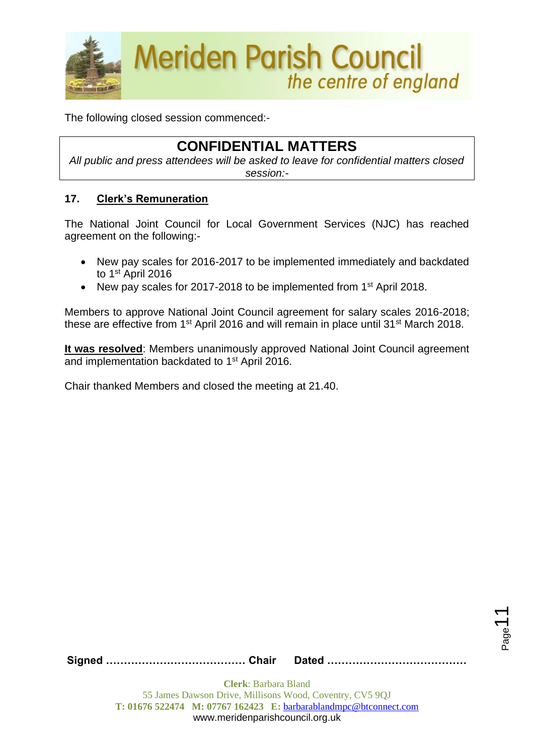The following closed session commenced:-

## CONFIDENTIAL MATTERS

*All public and press attendees will be asked to leave for confidential matters closed session:-*

### 17. Clerk's Remuneration

The National Joint Council for Local Government Services (NJC) has reached agreement on the following:-

- New pay scales for 2016-2017 to be implemented immediately and backdated to 1st April 2016
- New pay scales for 2017-2018 to be implemented from 1st April 2018.

Members to approve National Joint Council agreement for salary scales 2016-2018; these are effective from 1st April 2016 and will remain in place until 31st March 2018.

**It was resolved**: Members unanimously approved National Joint Council agreement and implementation backdated to 1st April 2016.

Chair thanked Members and closed the meeting at 21.40.

**Signed ………………………………… Chair Dated …………………………………**